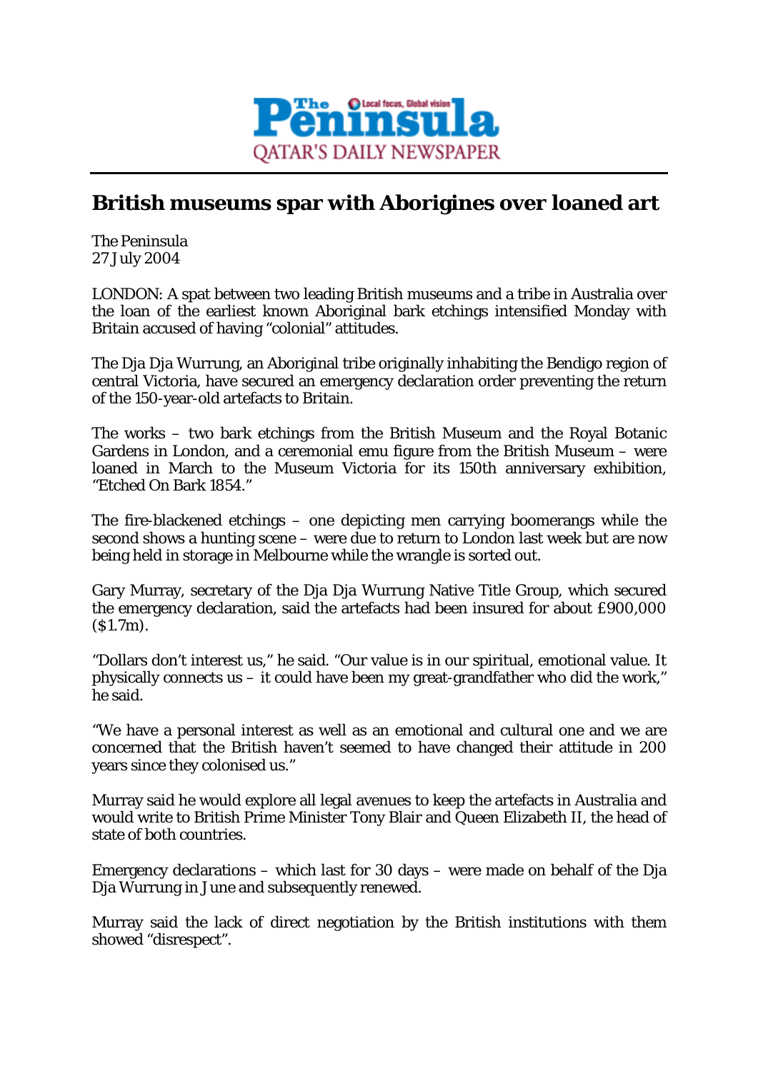**The Peninsula** — Local focus, Global vision
QATAR'S DAILY NEWSPAPER

# British museums spar with Aborigines over loaned art

The Peninsula
27 July 2004

LONDON: A spat between two leading British museums and a tribe in Australia over the loan of the earliest known Aboriginal bark etchings intensified Monday with Britain accused of having "colonial" attitudes.

The Dja Dja Wurrung, an Aboriginal tribe originally inhabiting the Bendigo region of central Victoria, have secured an emergency declaration order preventing the return of the 150-year-old artefacts to Britain.

The works – two bark etchings from the British Museum and the Royal Botanic Gardens in London, and a ceremonial emu figure from the British Museum – were loaned in March to the Museum Victoria for its 150th anniversary exhibition, "Etched On Bark 1854."

The fire-blackened etchings – one depicting men carrying boomerangs while the second shows a hunting scene – were due to return to London last week but are now being held in storage in Melbourne while the wrangle is sorted out.

Gary Murray, secretary of the Dja Dja Wurrung Native Title Group, which secured the emergency declaration, said the artefacts had been insured for about £900,000 ($1.7m).

"Dollars don't interest us," he said. "Our value is in our spiritual, emotional value. It physically connects us – it could have been my great-grandfather who did the work," he said.

"We have a personal interest as well as an emotional and cultural one and we are concerned that the British haven't seemed to have changed their attitude in 200 years since they colonised us."

Murray said he would explore all legal avenues to keep the artefacts in Australia and would write to British Prime Minister Tony Blair and Queen Elizabeth II, the head of state of both countries.

Emergency declarations – which last for 30 days – were made on behalf of the Dja Dja Wurrung in June and subsequently renewed.

Murray said the lack of direct negotiation by the British institutions with them showed "disrespect".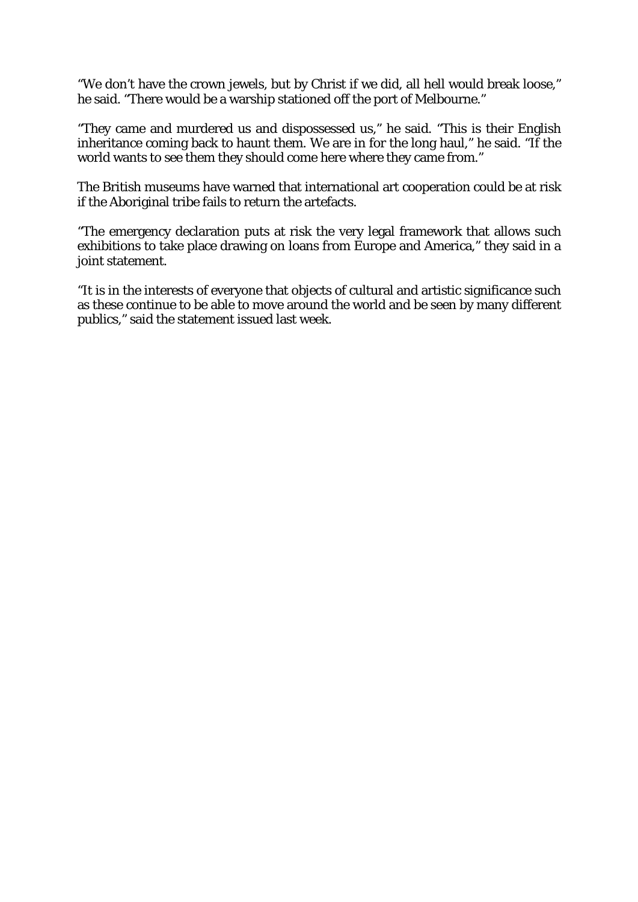"We don't have the crown jewels, but by Christ if we did, all hell would break loose," he said. "There would be a warship stationed off the port of Melbourne."

"They came and murdered us and dispossessed us," he said. "This is their English inheritance coming back to haunt them. We are in for the long haul," he said. "If the world wants to see them they should come here where they came from."

The British museums have warned that international art cooperation could be at risk if the Aboriginal tribe fails to return the artefacts.

"The emergency declaration puts at risk the very legal framework that allows such exhibitions to take place drawing on loans from Europe and America," they said in a joint statement.

"It is in the interests of everyone that objects of cultural and artistic significance such as these continue to be able to move around the world and be seen by many different publics," said the statement issued last week.